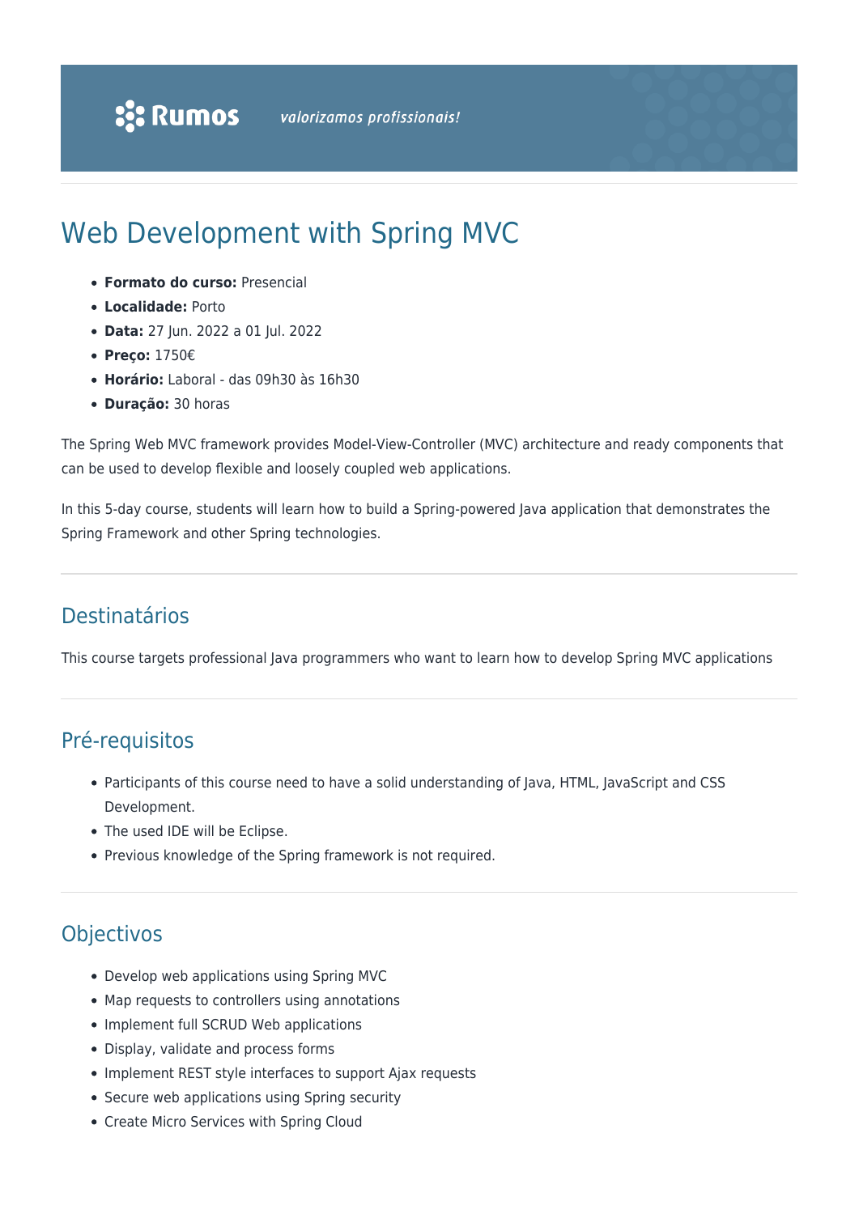Rumos valorizamos profissionais!

# Web Development with Spring MVC

- **Formato do curso:** Presencial
- **Localidade:** Porto
- **Data:** 27 Jun. 2022 a 01 Jul. 2022
- **Preço:** 1750€
- **Horário:** Laboral - das 09h30 às 16h30
- **Duração:** 30 horas

The Spring Web MVC framework provides Model-View-Controller (MVC) architecture and ready components that can be used to develop flexible and loosely coupled web applications.

In this 5-day course, students will learn how to build a Spring-powered Java application that demonstrates the Spring Framework and other Spring technologies.

## Destinatários

This course targets professional Java programmers who want to learn how to develop Spring MVC applications

## Pré-requisitos

- Participants of this course need to have a solid understanding of Java, HTML, JavaScript and CSS Development.
- The used IDE will be Eclipse.
- Previous knowledge of the Spring framework is not required.

## Objectivos

- Develop web applications using Spring MVC
- Map requests to controllers using annotations
- Implement full SCRUD Web applications
- Display, validate and process forms
- Implement REST style interfaces to support Ajax requests
- Secure web applications using Spring security
- Create Micro Services with Spring Cloud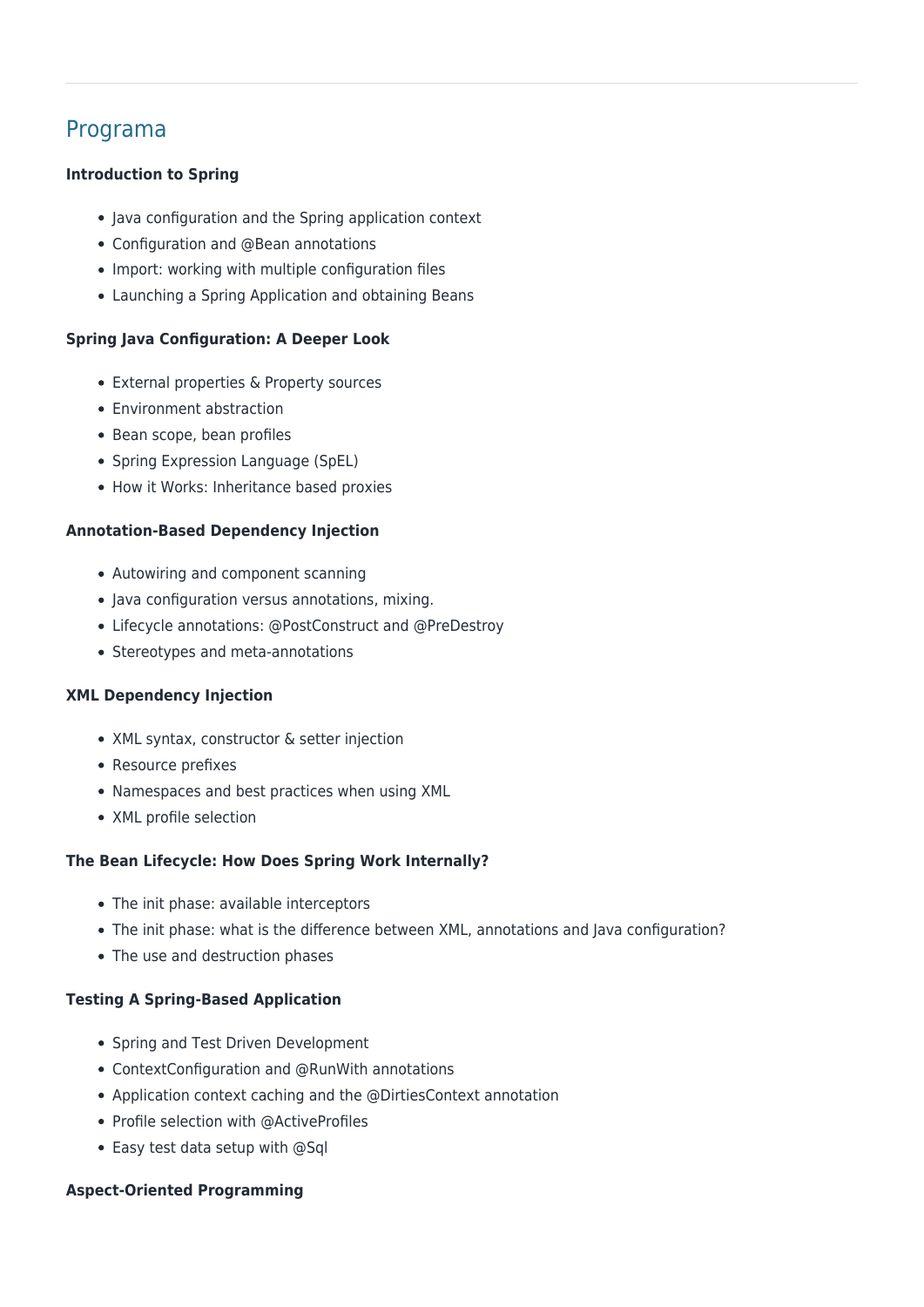## Programa

**Introduction to Spring**

- Java configuration and the Spring application context
- Configuration and @Bean annotations
- Import: working with multiple configuration files
- Launching a Spring Application and obtaining Beans

**Spring Java Configuration: A Deeper Look**

- External properties & Property sources
- Environment abstraction
- Bean scope, bean profiles
- Spring Expression Language (SpEL)
- How it Works: Inheritance based proxies

**Annotation-Based Dependency Injection**

- Autowiring and component scanning
- Java configuration versus annotations, mixing.
- Lifecycle annotations: @PostConstruct and @PreDestroy
- Stereotypes and meta-annotations

**XML Dependency Injection**

- XML syntax, constructor & setter injection
- Resource prefixes
- Namespaces and best practices when using XML
- XML profile selection

**The Bean Lifecycle: How Does Spring Work Internally?**

- The init phase: available interceptors
- The init phase: what is the difference between XML, annotations and Java configuration?
- The use and destruction phases

**Testing A Spring-Based Application**

- Spring and Test Driven Development
- ContextConfiguration and @RunWith annotations
- Application context caching and the @DirtiesContext annotation
- Profile selection with @ActiveProfiles
- Easy test data setup with @Sql

**Aspect-Oriented Programming**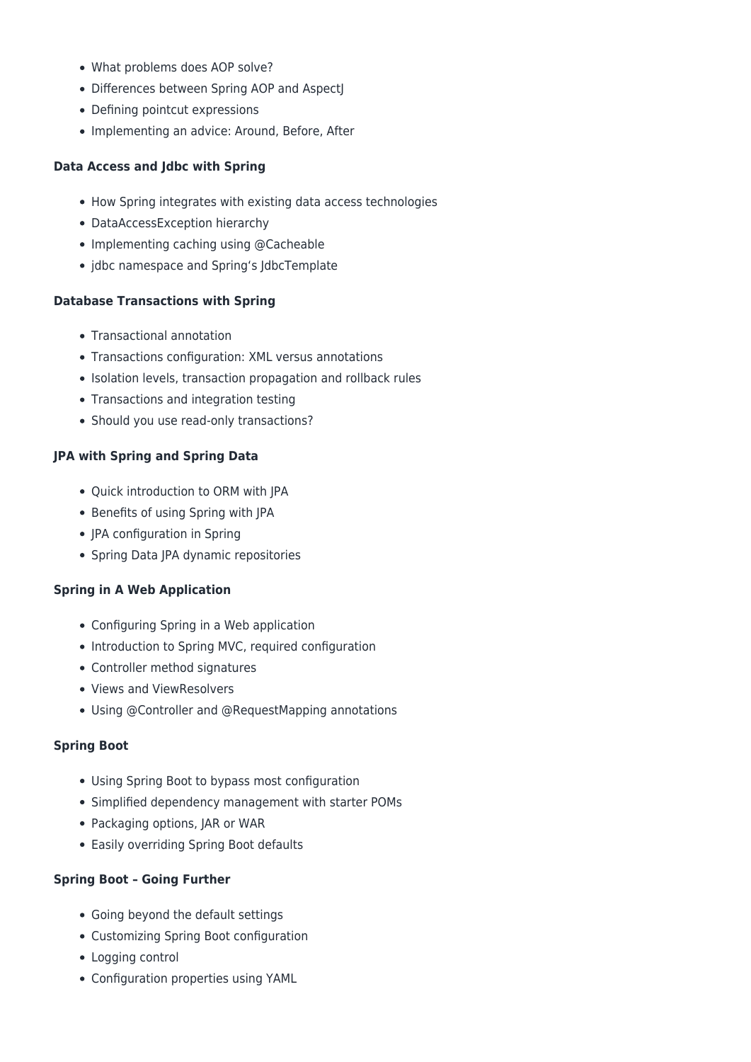- What problems does AOP solve?
- Differences between Spring AOP and AspectJ
- Defining pointcut expressions
- Implementing an advice: Around, Before, After

**Data Access and Jdbc with Spring**

- How Spring integrates with existing data access technologies
- DataAccessException hierarchy
- Implementing caching using @Cacheable
- jdbc namespace and Spring's JdbcTemplate

**Database Transactions with Spring**

- Transactional annotation
- Transactions configuration: XML versus annotations
- Isolation levels, transaction propagation and rollback rules
- Transactions and integration testing
- Should you use read-only transactions?

**JPA with Spring and Spring Data**

- Quick introduction to ORM with JPA
- Benefits of using Spring with JPA
- JPA configuration in Spring
- Spring Data JPA dynamic repositories

**Spring in A Web Application**

- Configuring Spring in a Web application
- Introduction to Spring MVC, required configuration
- Controller method signatures
- Views and ViewResolvers
- Using @Controller and @RequestMapping annotations

**Spring Boot**

- Using Spring Boot to bypass most configuration
- Simplified dependency management with starter POMs
- Packaging options, JAR or WAR
- Easily overriding Spring Boot defaults

**Spring Boot – Going Further**

- Going beyond the default settings
- Customizing Spring Boot configuration
- Logging control
- Configuration properties using YAML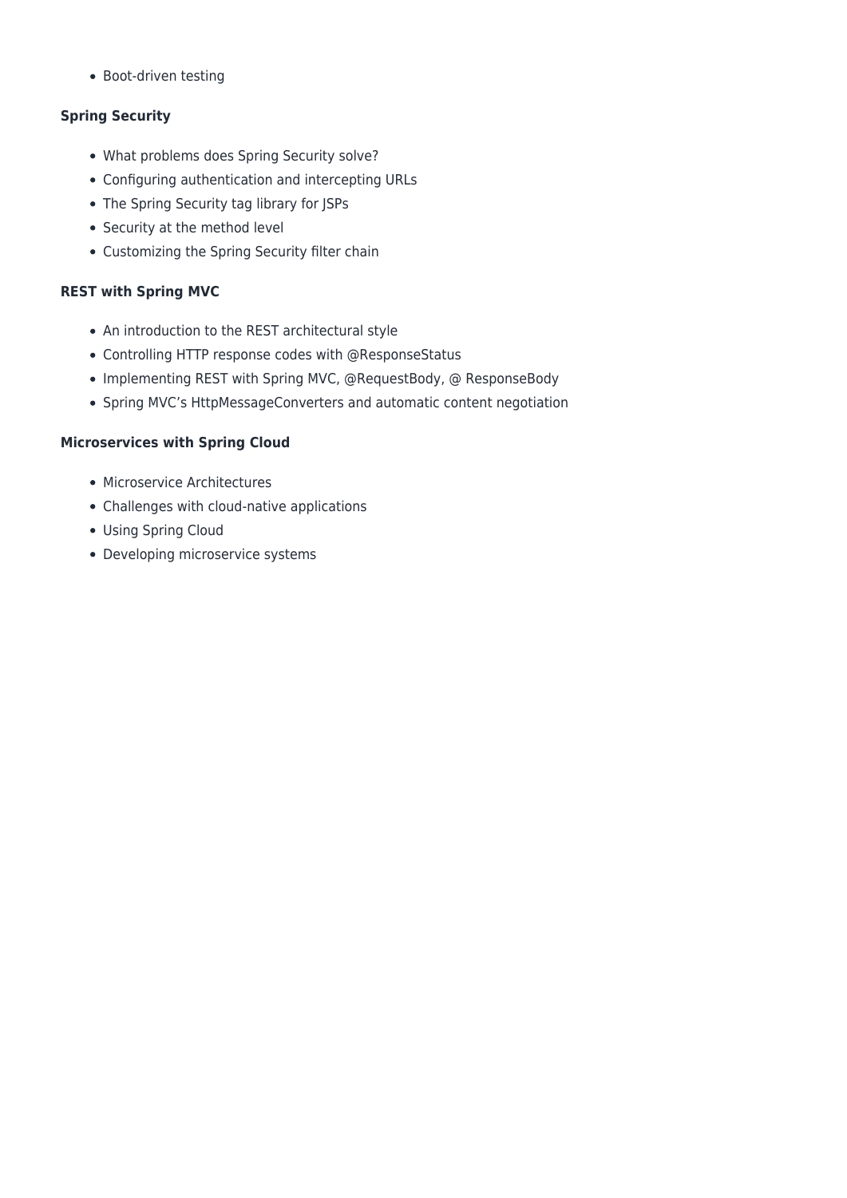- Boot-driven testing

**Spring Security**

- What problems does Spring Security solve?
- Configuring authentication and intercepting URLs
- The Spring Security tag library for JSPs
- Security at the method level
- Customizing the Spring Security filter chain

**REST with Spring MVC**

- An introduction to the REST architectural style
- Controlling HTTP response codes with @ResponseStatus
- Implementing REST with Spring MVC, @RequestBody, @ ResponseBody
- Spring MVC's HttpMessageConverters and automatic content negotiation

**Microservices with Spring Cloud**

- Microservice Architectures
- Challenges with cloud-native applications
- Using Spring Cloud
- Developing microservice systems